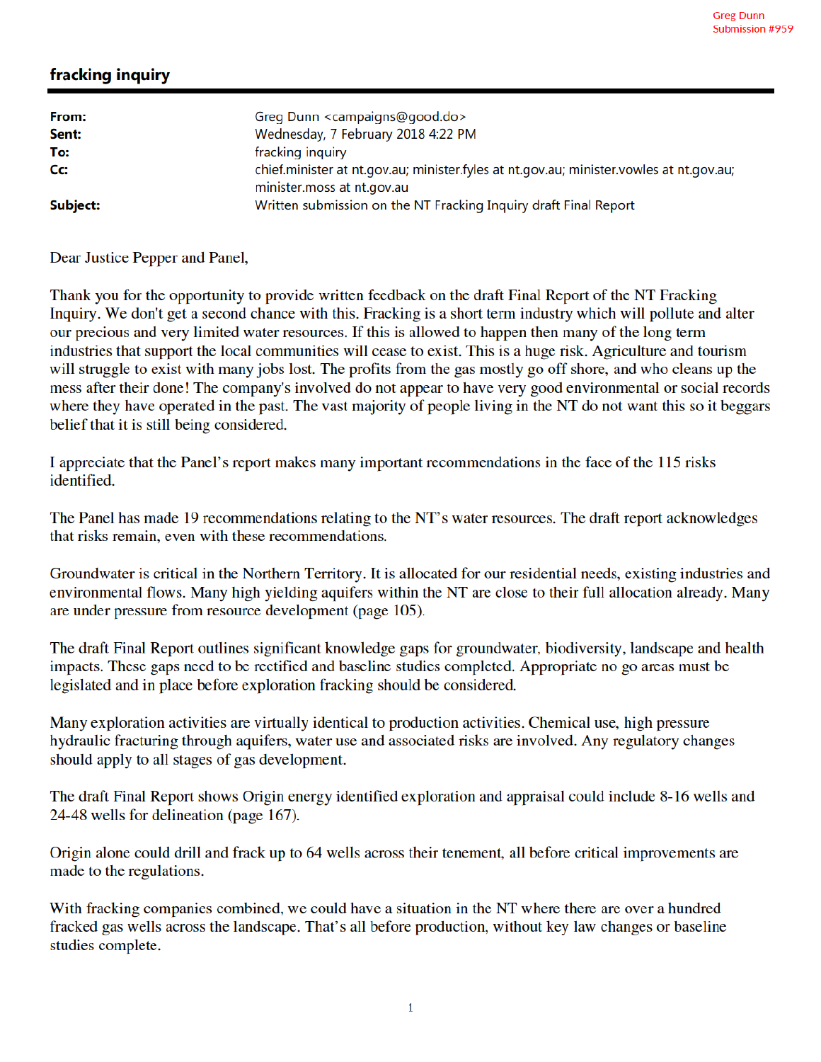Greg Dunn
Submission #959

# fracking inquiry

| | |
|---|---|
| **From:** | Greg Dunn <campaigns@good.do> |
| **Sent:** | Wednesday, 7 February 2018 4:22 PM |
| **To:** | fracking inquiry |
| **Cc:** | chief.minister at nt.gov.au; minister.fyles at nt.gov.au; minister.vowles at nt.gov.au; minister.moss at nt.gov.au |
| **Subject:** | Written submission on the NT Fracking Inquiry draft Final Report |

Dear Justice Pepper and Panel,

Thank you for the opportunity to provide written feedback on the draft Final Report of the NT Fracking Inquiry. We don't get a second chance with this. Fracking is a short term industry which will pollute and alter our precious and very limited water resources. If this is allowed to happen then many of the long term industries that support the local communities will cease to exist. This is a huge risk. Agriculture and tourism will struggle to exist with many jobs lost. The profits from the gas mostly go off shore, and who cleans up the mess after their done! The company's involved do not appear to have very good environmental or social records where they have operated in the past. The vast majority of people living in the NT do not want this so it beggars belief that it is still being considered.

I appreciate that the Panel's report makes many important recommendations in the face of the 115 risks identified.

The Panel has made 19 recommendations relating to the NT's water resources. The draft report acknowledges that risks remain, even with these recommendations.

Groundwater is critical in the Northern Territory. It is allocated for our residential needs, existing industries and environmental flows. Many high yielding aquifers within the NT are close to their full allocation already. Many are under pressure from resource development (page 105).

The draft Final Report outlines significant knowledge gaps for groundwater, biodiversity, landscape and health impacts. These gaps need to be rectified and baseline studies completed. Appropriate no go areas must be legislated and in place before exploration fracking should be considered.

Many exploration activities are virtually identical to production activities. Chemical use, high pressure hydraulic fracturing through aquifers, water use and associated risks are involved. Any regulatory changes should apply to all stages of gas development.

The draft Final Report shows Origin energy identified exploration and appraisal could include 8-16 wells and 24-48 wells for delineation (page 167).

Origin alone could drill and frack up to 64 wells across their tenement, all before critical improvements are made to the regulations.

With fracking companies combined, we could have a situation in the NT where there are over a hundred fracked gas wells across the landscape. That's all before production, without key law changes or baseline studies complete.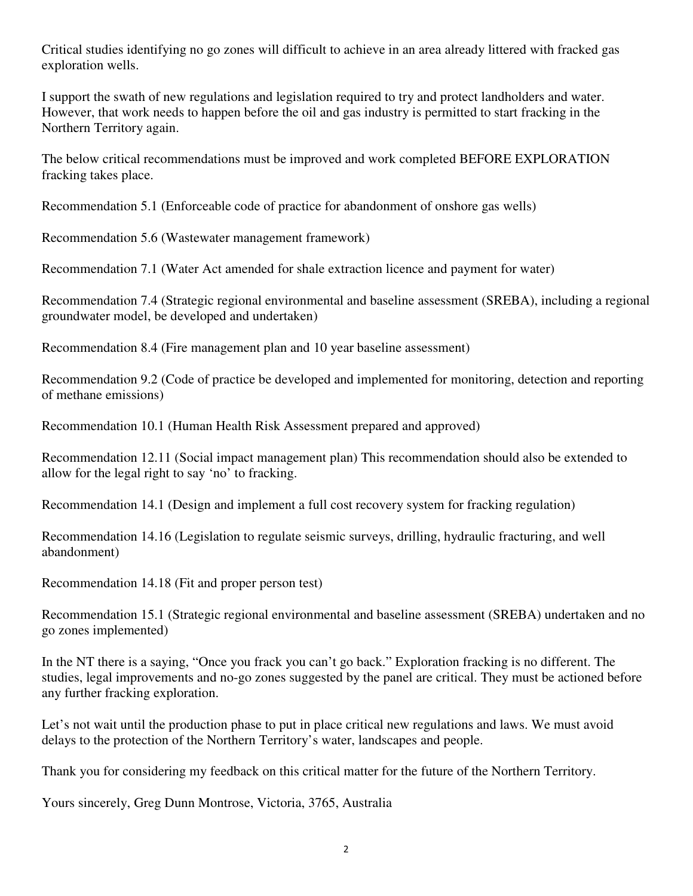Critical studies identifying no go zones will difficult to achieve in an area already littered with fracked gas exploration wells.

I support the swath of new regulations and legislation required to try and protect landholders and water. However, that work needs to happen before the oil and gas industry is permitted to start fracking in the Northern Territory again.

The below critical recommendations must be improved and work completed BEFORE EXPLORATION fracking takes place.

Recommendation 5.1 (Enforceable code of practice for abandonment of onshore gas wells)

Recommendation 5.6 (Wastewater management framework)

Recommendation 7.1 (Water Act amended for shale extraction licence and payment for water)

Recommendation 7.4 (Strategic regional environmental and baseline assessment (SREBA), including a regional groundwater model, be developed and undertaken)

Recommendation 8.4 (Fire management plan and 10 year baseline assessment)

Recommendation 9.2 (Code of practice be developed and implemented for monitoring, detection and reporting of methane emissions)

Recommendation 10.1 (Human Health Risk Assessment prepared and approved)

Recommendation 12.11 (Social impact management plan) This recommendation should also be extended to allow for the legal right to say 'no' to fracking.

Recommendation 14.1 (Design and implement a full cost recovery system for fracking regulation)

Recommendation 14.16 (Legislation to regulate seismic surveys, drilling, hydraulic fracturing, and well abandonment)

Recommendation 14.18 (Fit and proper person test)

Recommendation 15.1 (Strategic regional environmental and baseline assessment (SREBA) undertaken and no go zones implemented)

In the NT there is a saying, "Once you frack you can't go back." Exploration fracking is no different. The studies, legal improvements and no-go zones suggested by the panel are critical. They must be actioned before any further fracking exploration.

Let's not wait until the production phase to put in place critical new regulations and laws. We must avoid delays to the protection of the Northern Territory's water, landscapes and people.

Thank you for considering my feedback on this critical matter for the future of the Northern Territory.

Yours sincerely, Greg Dunn Montrose, Victoria, 3765, Australia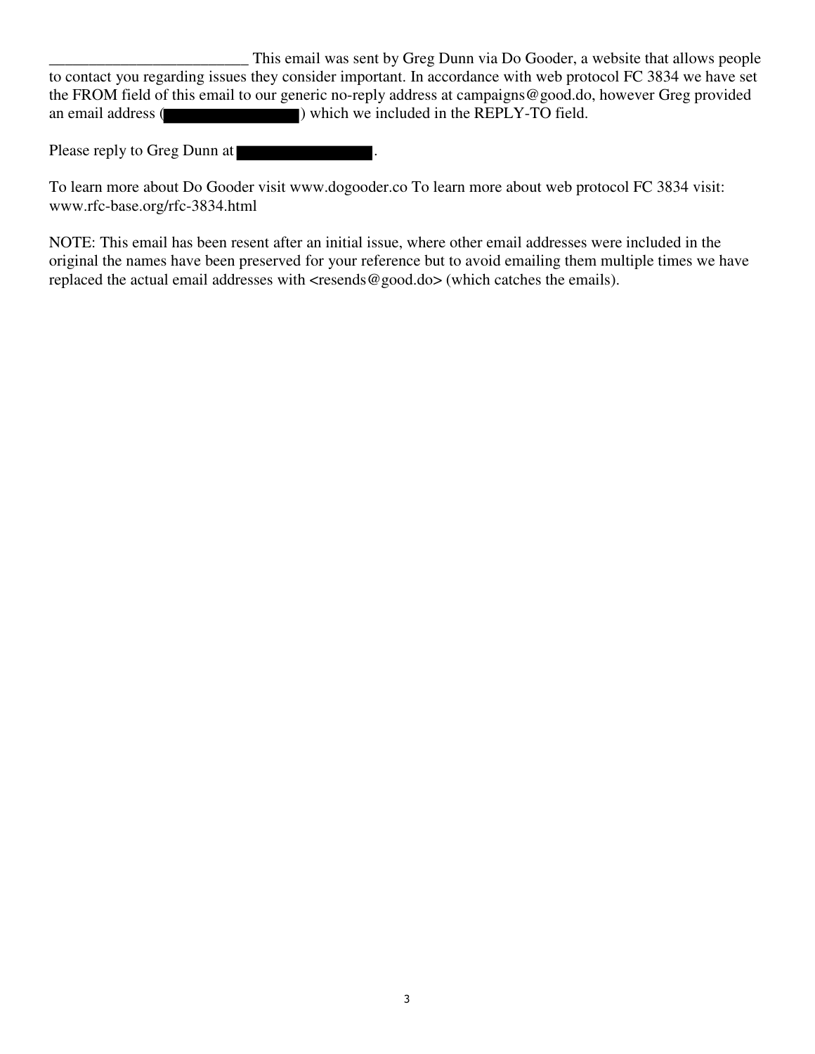_________________________ This email was sent by Greg Dunn via Do Gooder, a website that allows people to contact you regarding issues they consider important. In accordance with web protocol FC 3834 we have set the FROM field of this email to our generic no-reply address at campaigns@good.do, however Greg provided an email address (████████████) which we included in the REPLY-TO field.

Please reply to Greg Dunn at ████████████.

To learn more about Do Gooder visit www.dogooder.co To learn more about web protocol FC 3834 visit: www.rfc-base.org/rfc-3834.html

NOTE: This email has been resent after an initial issue, where other email addresses were included in the original the names have been preserved for your reference but to avoid emailing them multiple times we have replaced the actual email addresses with <resends@good.do> (which catches the emails).